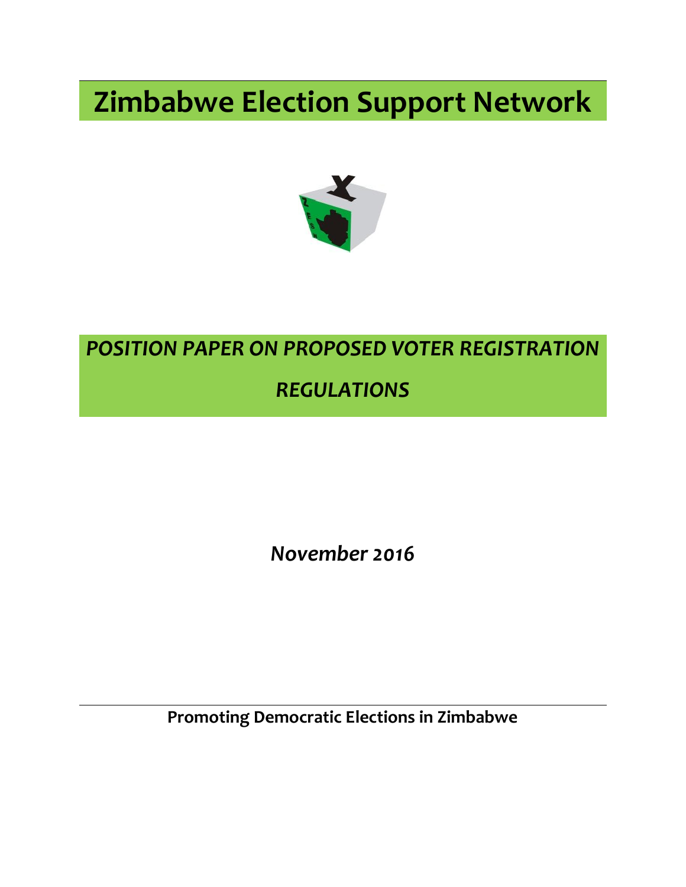# Zimbabwe Election Support Network

## *POSITION PAPER ON PROPOSED VOTER REGISTRATION REGULATIONS*

*November 2016*

**Promoting Democratic Elections in Zimbabwe**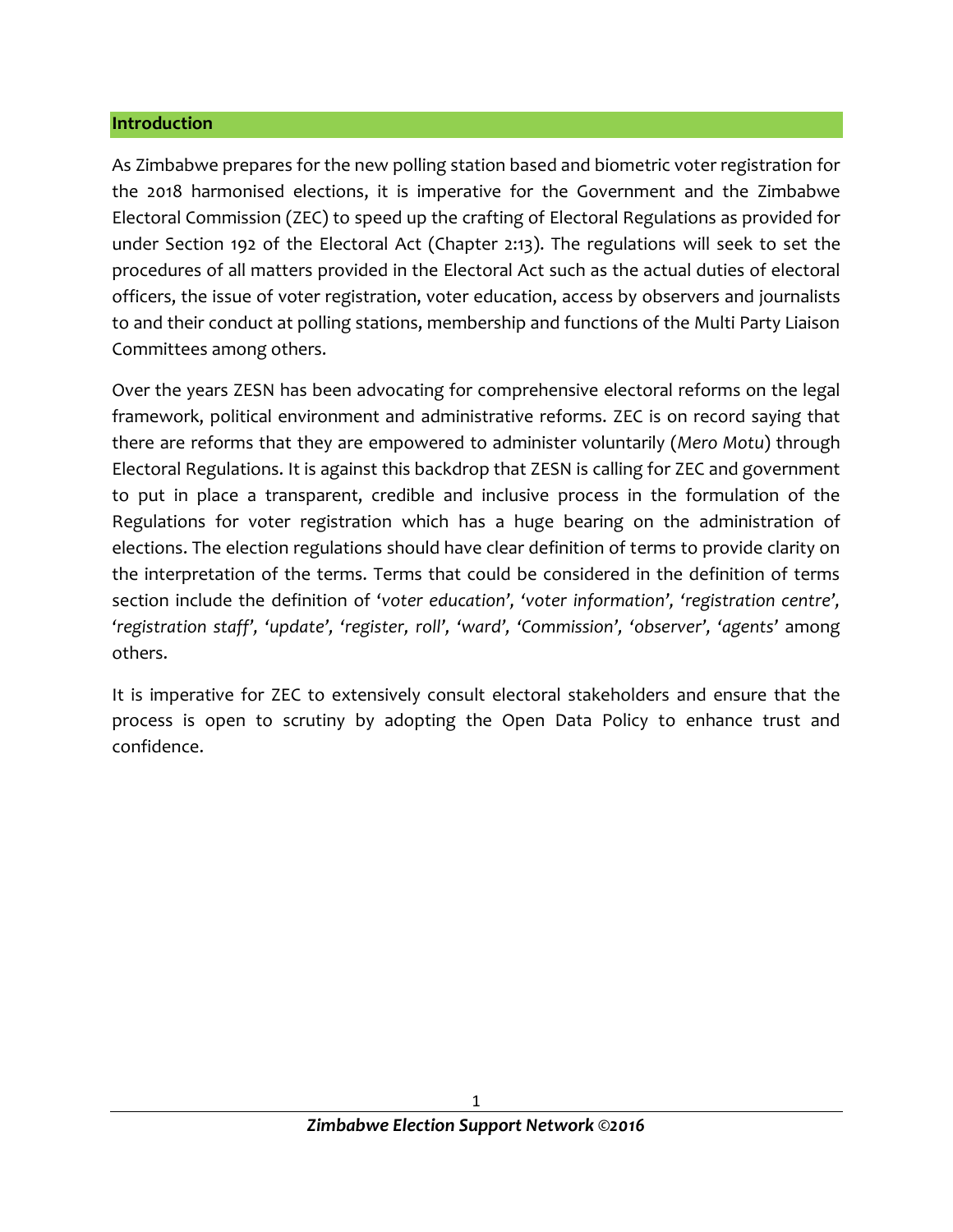## Introduction

As Zimbabwe prepares for the new polling station based and biometric voter registration for the 2018 harmonised elections, it is imperative for the Government and the Zimbabwe Electoral Commission (ZEC) to speed up the crafting of Electoral Regulations as provided for under Section 192 of the Electoral Act (Chapter 2:13). The regulations will seek to set the procedures of all matters provided in the Electoral Act such as the actual duties of electoral officers, the issue of voter registration, voter education, access by observers and journalists to and their conduct at polling stations, membership and functions of the Multi Party Liaison Committees among others.

Over the years ZESN has been advocating for comprehensive electoral reforms on the legal framework, political environment and administrative reforms. ZEC is on record saying that there are reforms that they are empowered to administer voluntarily (*Mero Motu*) through Electoral Regulations. It is against this backdrop that ZESN is calling for ZEC and government to put in place a transparent, credible and inclusive process in the formulation of the Regulations for voter registration which has a huge bearing on the administration of elections. The election regulations should have clear definition of terms to provide clarity on the interpretation of the terms. Terms that could be considered in the definition of terms section include the definition of '*voter education*', '*voter information*', '*registration centre*', '*registration staff*', '*update*', '*register, roll*', '*ward*', '*Commission*', '*observer*', '*agents*' among others.

It is imperative for ZEC to extensively consult electoral stakeholders and ensure that the process is open to scrutiny by adopting the Open Data Policy to enhance trust and confidence.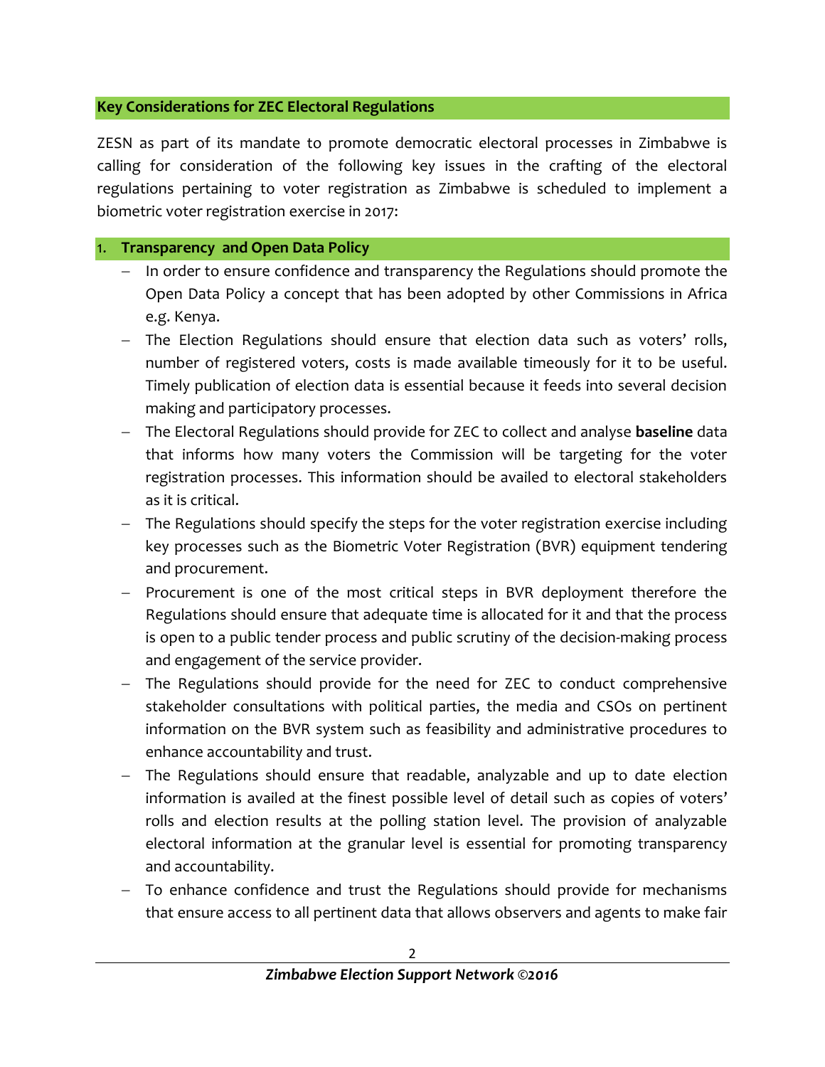## Key Considerations for ZEC Electoral Regulations

ZESN as part of its mandate to promote democratic electoral processes in Zimbabwe is calling for consideration of the following key issues in the crafting of the electoral regulations pertaining to voter registration as Zimbabwe is scheduled to implement a biometric voter registration exercise in 2017:

### 1. Transparency and Open Data Policy

- In order to ensure confidence and transparency the Regulations should promote the Open Data Policy a concept that has been adopted by other Commissions in Africa e.g. Kenya.
- The Election Regulations should ensure that election data such as voters' rolls, number of registered voters, costs is made available timeously for it to be useful. Timely publication of election data is essential because it feeds into several decision making and participatory processes.
- The Electoral Regulations should provide for ZEC to collect and analyse **baseline** data that informs how many voters the Commission will be targeting for the voter registration processes. This information should be availed to electoral stakeholders as it is critical.
- The Regulations should specify the steps for the voter registration exercise including key processes such as the Biometric Voter Registration (BVR) equipment tendering and procurement.
- Procurement is one of the most critical steps in BVR deployment therefore the Regulations should ensure that adequate time is allocated for it and that the process is open to a public tender process and public scrutiny of the decision-making process and engagement of the service provider.
- The Regulations should provide for the need for ZEC to conduct comprehensive stakeholder consultations with political parties, the media and CSOs on pertinent information on the BVR system such as feasibility and administrative procedures to enhance accountability and trust.
- The Regulations should ensure that readable, analyzable and up to date election information is availed at the finest possible level of detail such as copies of voters' rolls and election results at the polling station level. The provision of analyzable electoral information at the granular level is essential for promoting transparency and accountability.
- To enhance confidence and trust the Regulations should provide for mechanisms that ensure access to all pertinent data that allows observers and agents to make fair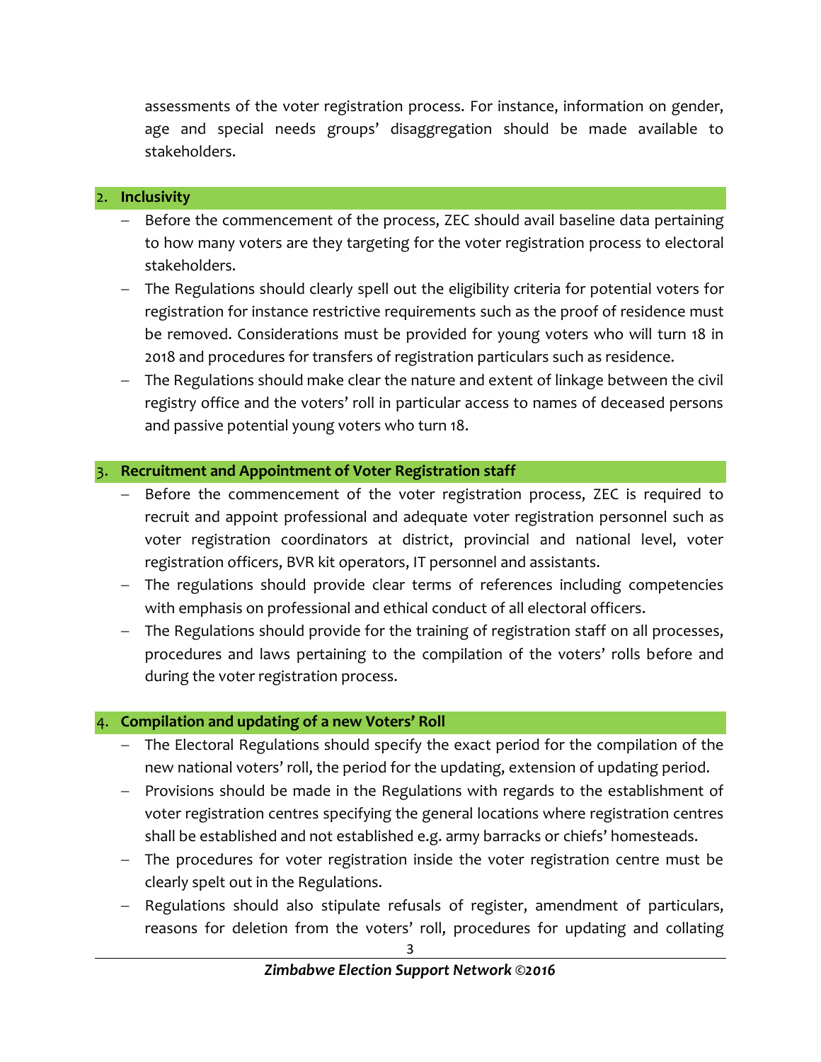assessments of the voter registration process. For instance, information on gender, age and special needs groups' disaggregation should be made available to stakeholders.

## 2. Inclusivity

- Before the commencement of the process, ZEC should avail baseline data pertaining to how many voters are they targeting for the voter registration process to electoral stakeholders.
- The Regulations should clearly spell out the eligibility criteria for potential voters for registration for instance restrictive requirements such as the proof of residence must be removed. Considerations must be provided for young voters who will turn 18 in 2018 and procedures for transfers of registration particulars such as residence.
- The Regulations should make clear the nature and extent of linkage between the civil registry office and the voters' roll in particular access to names of deceased persons and passive potential young voters who turn 18.

## 3. Recruitment and Appointment of Voter Registration staff

- Before the commencement of the voter registration process, ZEC is required to recruit and appoint professional and adequate voter registration personnel such as voter registration coordinators at district, provincial and national level, voter registration officers, BVR kit operators, IT personnel and assistants.
- The regulations should provide clear terms of references including competencies with emphasis on professional and ethical conduct of all electoral officers.
- The Regulations should provide for the training of registration staff on all processes, procedures and laws pertaining to the compilation of the voters' rolls before and during the voter registration process.

## 4. Compilation and updating of a new Voters' Roll

- The Electoral Regulations should specify the exact period for the compilation of the new national voters' roll, the period for the updating, extension of updating period.
- Provisions should be made in the Regulations with regards to the establishment of voter registration centres specifying the general locations where registration centres shall be established and not established e.g. army barracks or chiefs' homesteads.
- The procedures for voter registration inside the voter registration centre must be clearly spelt out in the Regulations.
- Regulations should also stipulate refusals of register, amendment of particulars, reasons for deletion from the voters' roll, procedures for updating and collating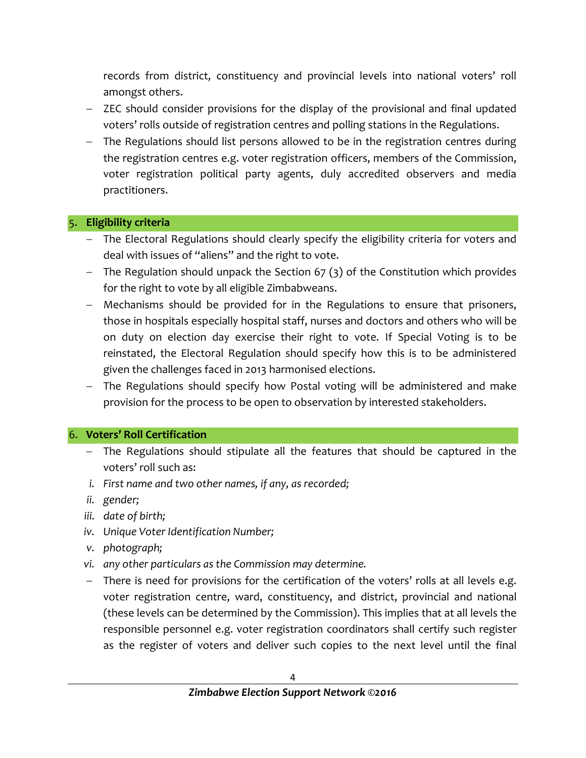records from district, constituency and provincial levels into national voters' roll amongst others.

- ZEC should consider provisions for the display of the provisional and final updated voters' rolls outside of registration centres and polling stations in the Regulations.
- The Regulations should list persons allowed to be in the registration centres during the registration centres e.g. voter registration officers, members of the Commission, voter registration political party agents, duly accredited observers and media practitioners.

## 5. Eligibility criteria

- The Electoral Regulations should clearly specify the eligibility criteria for voters and deal with issues of "aliens" and the right to vote.
- The Regulation should unpack the Section 67 (3) of the Constitution which provides for the right to vote by all eligible Zimbabweans.
- Mechanisms should be provided for in the Regulations to ensure that prisoners, those in hospitals especially hospital staff, nurses and doctors and others who will be on duty on election day exercise their right to vote. If Special Voting is to be reinstated, the Electoral Regulation should specify how this is to be administered given the challenges faced in 2013 harmonised elections.
- The Regulations should specify how Postal voting will be administered and make provision for the process to be open to observation by interested stakeholders.

## 6. Voters' Roll Certification

- The Regulations should stipulate all the features that should be captured in the voters' roll such as:

  i. *First name and two other names, if any, as recorded;*
  ii. *gender;*
  iii. *date of birth;*
  iv. *Unique Voter Identification Number;*
  v. *photograph;*
  vi. *any other particulars as the Commission may determine.*

- There is need for provisions for the certification of the voters' rolls at all levels e.g. voter registration centre, ward, constituency, and district, provincial and national (these levels can be determined by the Commission). This implies that at all levels the responsible personnel e.g. voter registration coordinators shall certify such register as the register of voters and deliver such copies to the next level until the final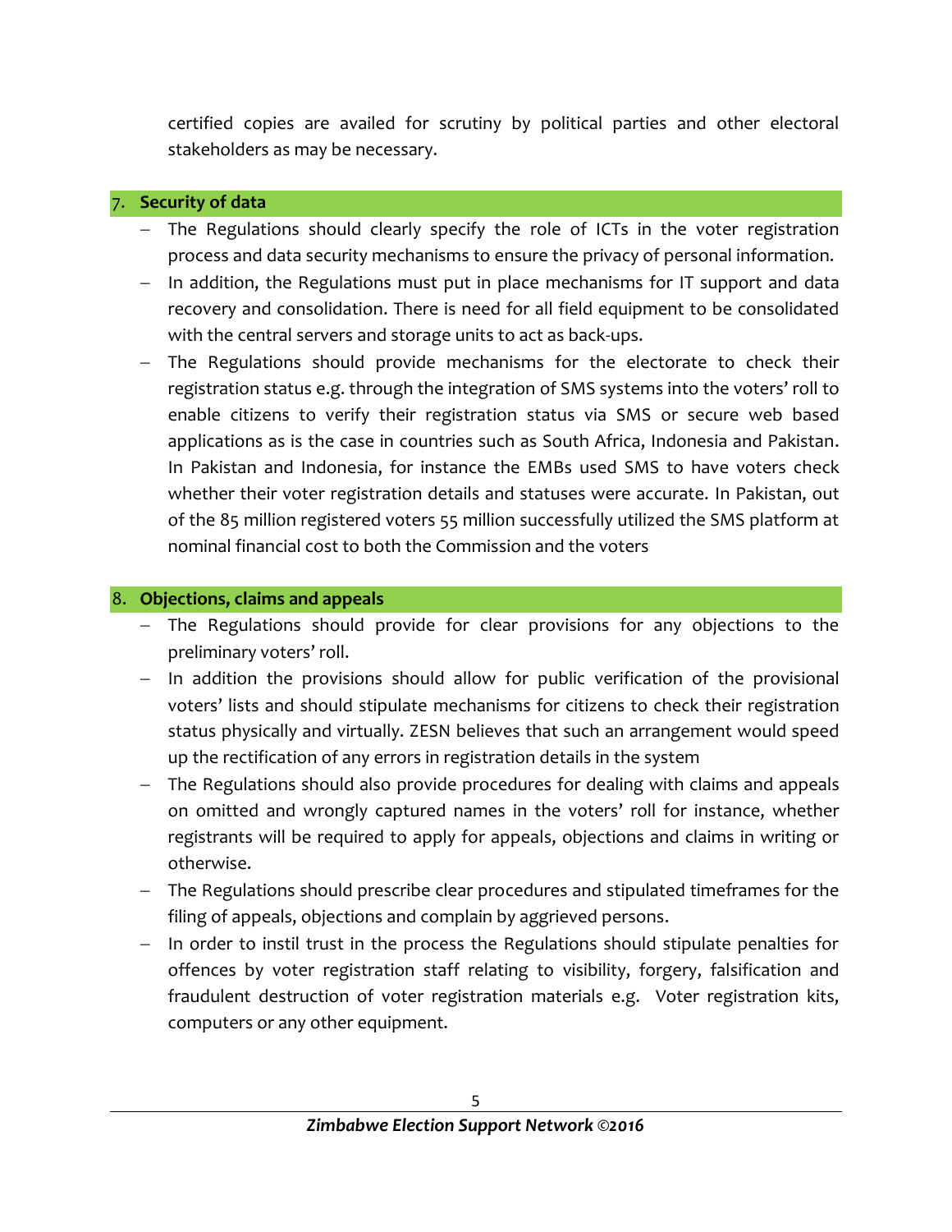certified copies are availed for scrutiny by political parties and other electoral stakeholders as may be necessary.

## 7. Security of data

- The Regulations should clearly specify the role of ICTs in the voter registration process and data security mechanisms to ensure the privacy of personal information.
- In addition, the Regulations must put in place mechanisms for IT support and data recovery and consolidation. There is need for all field equipment to be consolidated with the central servers and storage units to act as back-ups.
- The Regulations should provide mechanisms for the electorate to check their registration status e.g. through the integration of SMS systems into the voters' roll to enable citizens to verify their registration status via SMS or secure web based applications as is the case in countries such as South Africa, Indonesia and Pakistan. In Pakistan and Indonesia, for instance the EMBs used SMS to have voters check whether their voter registration details and statuses were accurate. In Pakistan, out of the 85 million registered voters 55 million successfully utilized the SMS platform at nominal financial cost to both the Commission and the voters

## 8. Objections, claims and appeals

- The Regulations should provide for clear provisions for any objections to the preliminary voters' roll.
- In addition the provisions should allow for public verification of the provisional voters' lists and should stipulate mechanisms for citizens to check their registration status physically and virtually. ZESN believes that such an arrangement would speed up the rectification of any errors in registration details in the system
- The Regulations should also provide procedures for dealing with claims and appeals on omitted and wrongly captured names in the voters' roll for instance, whether registrants will be required to apply for appeals, objections and claims in writing or otherwise.
- The Regulations should prescribe clear procedures and stipulated timeframes for the filing of appeals, objections and complain by aggrieved persons.
- In order to instil trust in the process the Regulations should stipulate penalties for offences by voter registration staff relating to visibility, forgery, falsification and fraudulent destruction of voter registration materials e.g. Voter registration kits, computers or any other equipment.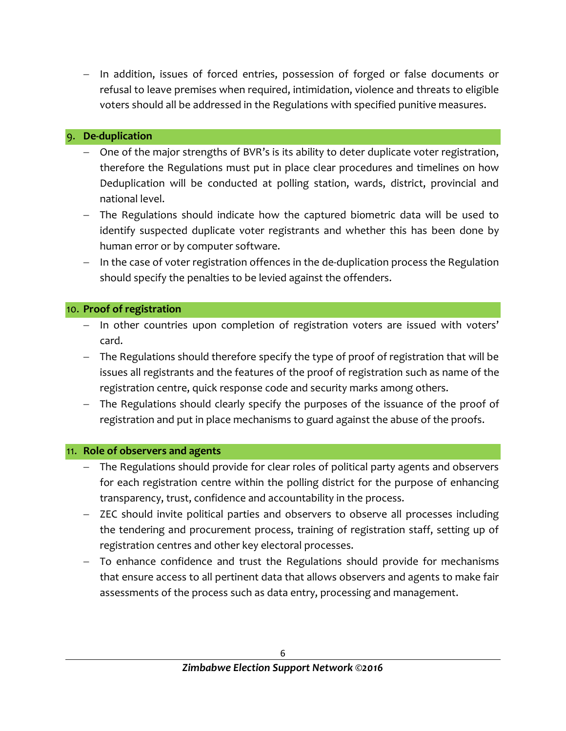- In addition, issues of forced entries, possession of forged or false documents or refusal to leave premises when required, intimidation, violence and threats to eligible voters should all be addressed in the Regulations with specified punitive measures.

## 9. De-duplication

- One of the major strengths of BVR's is its ability to deter duplicate voter registration, therefore the Regulations must put in place clear procedures and timelines on how Deduplication will be conducted at polling station, wards, district, provincial and national level.
- The Regulations should indicate how the captured biometric data will be used to identify suspected duplicate voter registrants and whether this has been done by human error or by computer software.
- In the case of voter registration offences in the de-duplication process the Regulation should specify the penalties to be levied against the offenders.

## 10. Proof of registration

- In other countries upon completion of registration voters are issued with voters' card.
- The Regulations should therefore specify the type of proof of registration that will be issues all registrants and the features of the proof of registration such as name of the registration centre, quick response code and security marks among others.
- The Regulations should clearly specify the purposes of the issuance of the proof of registration and put in place mechanisms to guard against the abuse of the proofs.

## 11. Role of observers and agents

- The Regulations should provide for clear roles of political party agents and observers for each registration centre within the polling district for the purpose of enhancing transparency, trust, confidence and accountability in the process.
- ZEC should invite political parties and observers to observe all processes including the tendering and procurement process, training of registration staff, setting up of registration centres and other key electoral processes.
- To enhance confidence and trust the Regulations should provide for mechanisms that ensure access to all pertinent data that allows observers and agents to make fair assessments of the process such as data entry, processing and management.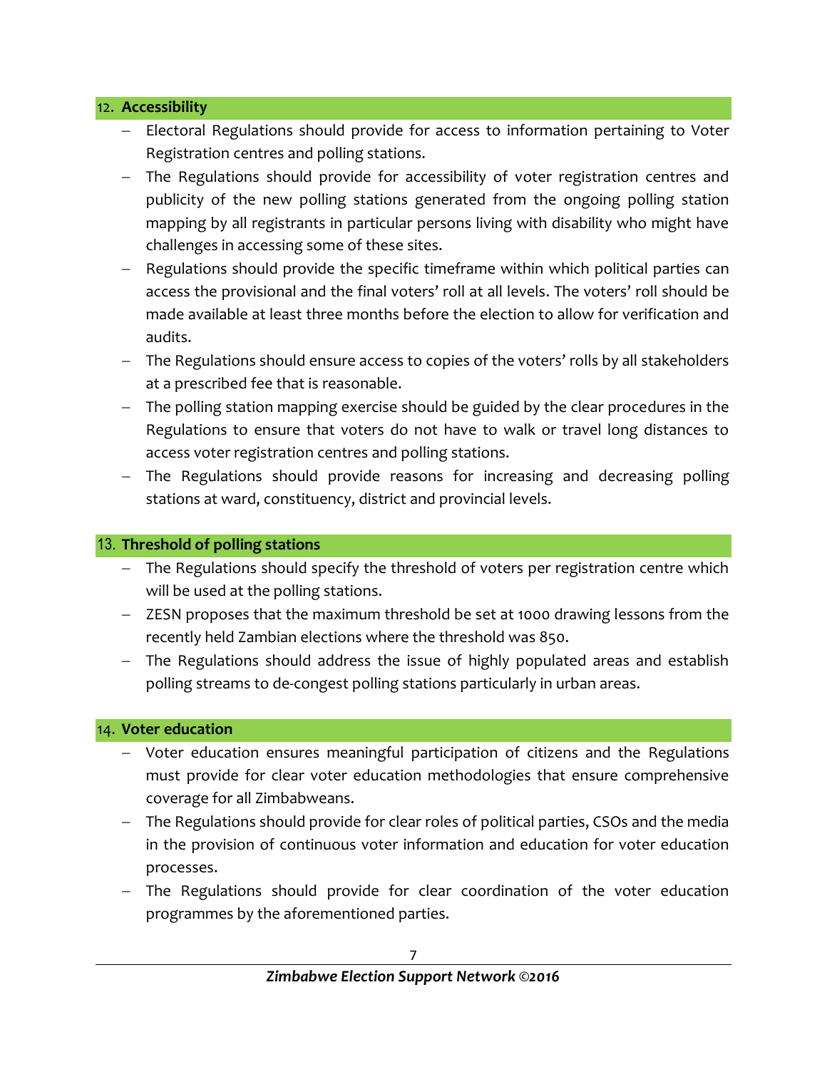## 12. Accessibility

- Electoral Regulations should provide for access to information pertaining to Voter Registration centres and polling stations.
- The Regulations should provide for accessibility of voter registration centres and publicity of the new polling stations generated from the ongoing polling station mapping by all registrants in particular persons living with disability who might have challenges in accessing some of these sites.
- Regulations should provide the specific timeframe within which political parties can access the provisional and the final voters' roll at all levels. The voters' roll should be made available at least three months before the election to allow for verification and audits.
- The Regulations should ensure access to copies of the voters' rolls by all stakeholders at a prescribed fee that is reasonable.
- The polling station mapping exercise should be guided by the clear procedures in the Regulations to ensure that voters do not have to walk or travel long distances to access voter registration centres and polling stations.
- The Regulations should provide reasons for increasing and decreasing polling stations at ward, constituency, district and provincial levels.

## 13. Threshold of polling stations

- The Regulations should specify the threshold of voters per registration centre which will be used at the polling stations.
- ZESN proposes that the maximum threshold be set at 1000 drawing lessons from the recently held Zambian elections where the threshold was 850.
- The Regulations should address the issue of highly populated areas and establish polling streams to de-congest polling stations particularly in urban areas.

## 14. Voter education

- Voter education ensures meaningful participation of citizens and the Regulations must provide for clear voter education methodologies that ensure comprehensive coverage for all Zimbabweans.
- The Regulations should provide for clear roles of political parties, CSOs and the media in the provision of continuous voter information and education for voter education processes.
- The Regulations should provide for clear coordination of the voter education programmes by the aforementioned parties.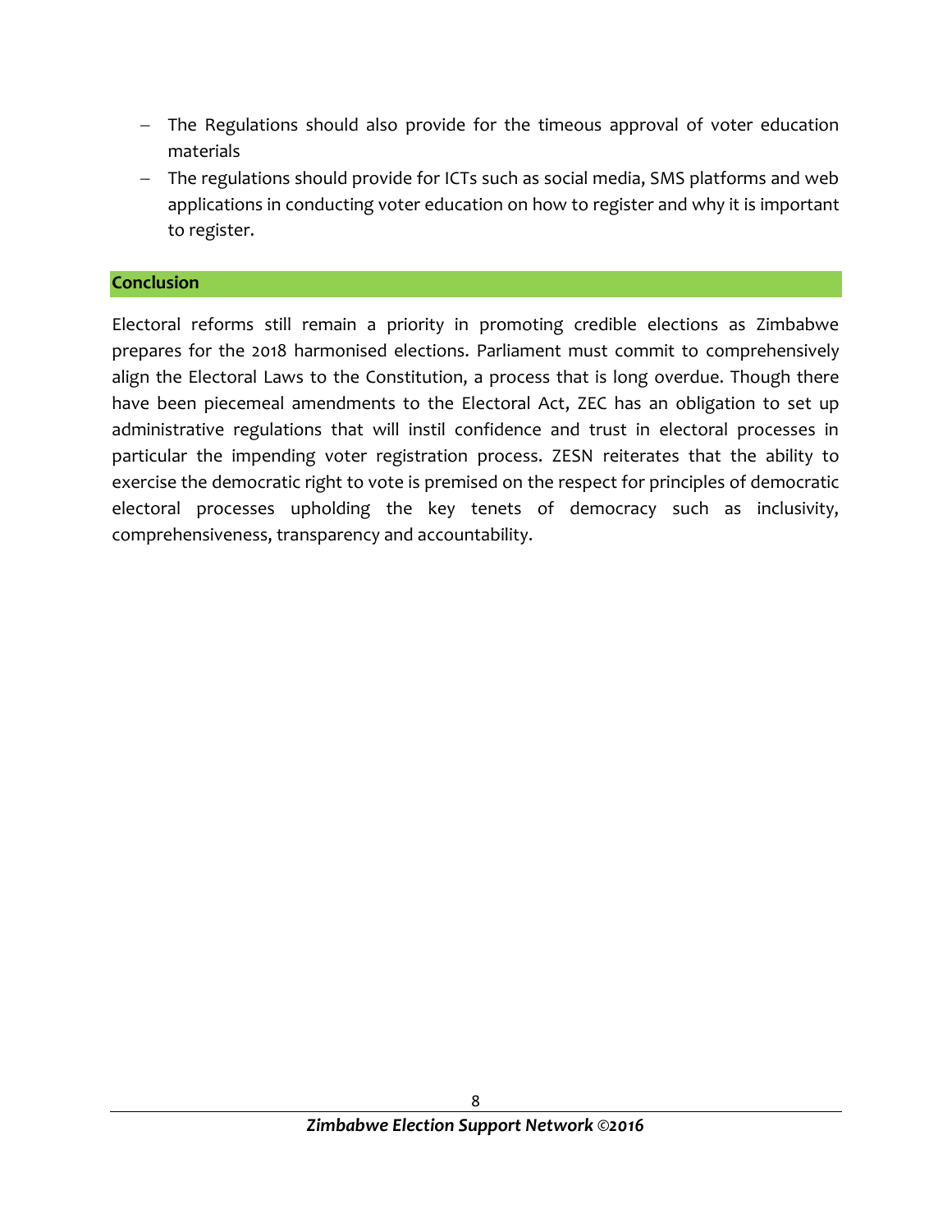- The Regulations should also provide for the timeous approval of voter education materials
- The regulations should provide for ICTs such as social media, SMS platforms and web applications in conducting voter education on how to register and why it is important to register.

## Conclusion

Electoral reforms still remain a priority in promoting credible elections as Zimbabwe prepares for the 2018 harmonised elections. Parliament must commit to comprehensively align the Electoral Laws to the Constitution, a process that is long overdue. Though there have been piecemeal amendments to the Electoral Act, ZEC has an obligation to set up administrative regulations that will instil confidence and trust in electoral processes in particular the impending voter registration process. ZESN reiterates that the ability to exercise the democratic right to vote is premised on the respect for principles of democratic electoral processes upholding the key tenets of democracy such as inclusivity, comprehensiveness, transparency and accountability.